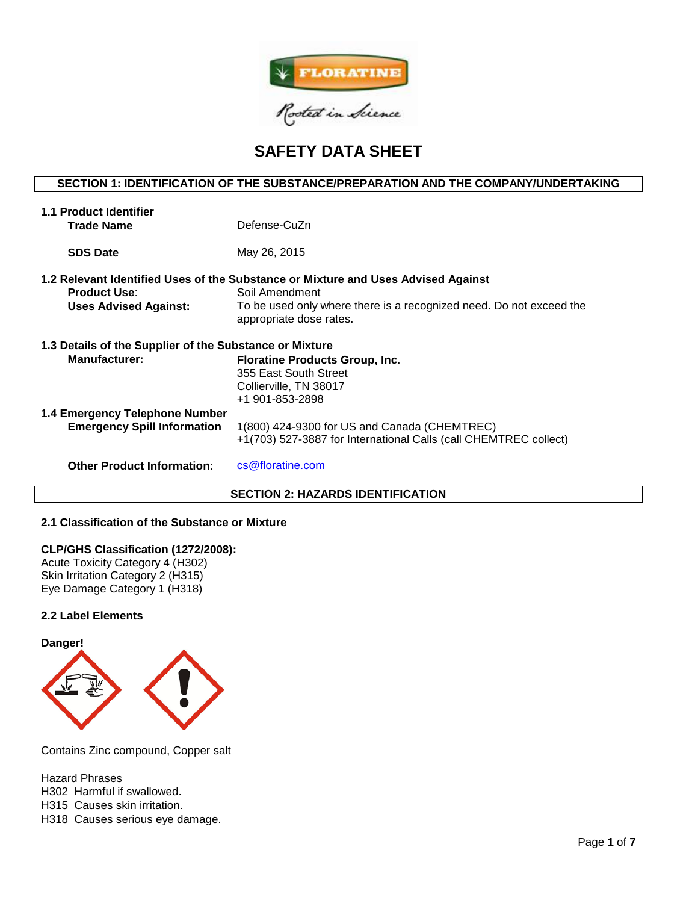FLORATINE

Rooted in Science

# SAFETY DATA SHEET

## SECTION 1: IDENTIFICATION OF THE SUBSTANCE/PREPARATION AND THE COMPANY/UNDERTAKING

### 1.1 Product Identifier

**Trade Name** Defense-CuZn

**SDS Date** May 26, 2015

### 1.2 Relevant Identified Uses of the Substance or Mixture and Uses Advised Against

**Product Use**: Soil Amendment

**Uses Advised Against:** To be used only where there is a recognized need. Do not exceed the appropriate dose rates.

### 1.3 Details of the Supplier of the Substance or Mixture

**Manufacturer:** **Floratine Products Group, Inc**.
355 East South Street
Collierville, TN 38017
+1 901-853-2898

### 1.4 Emergency Telephone Number

**Emergency Spill Information** 1(800) 424-9300 for US and Canada (CHEMTREC)
+1(703) 527-3887 for International Calls (call CHEMTREC collect)

**Other Product Information**: cs@floratine.com

## SECTION 2: HAZARDS IDENTIFICATION

### 2.1 Classification of the Substance or Mixture

**CLP/GHS Classification (1272/2008):**
Acute Toxicity Category 4 (H302)
Skin Irritation Category 2 (H315)
Eye Damage Category 1 (H318)

### 2.2 Label Elements

**Danger!**

Contains Zinc compound, Copper salt

Hazard Phrases
H302 Harmful if swallowed.
H315 Causes skin irritation.
H318 Causes serious eye damage.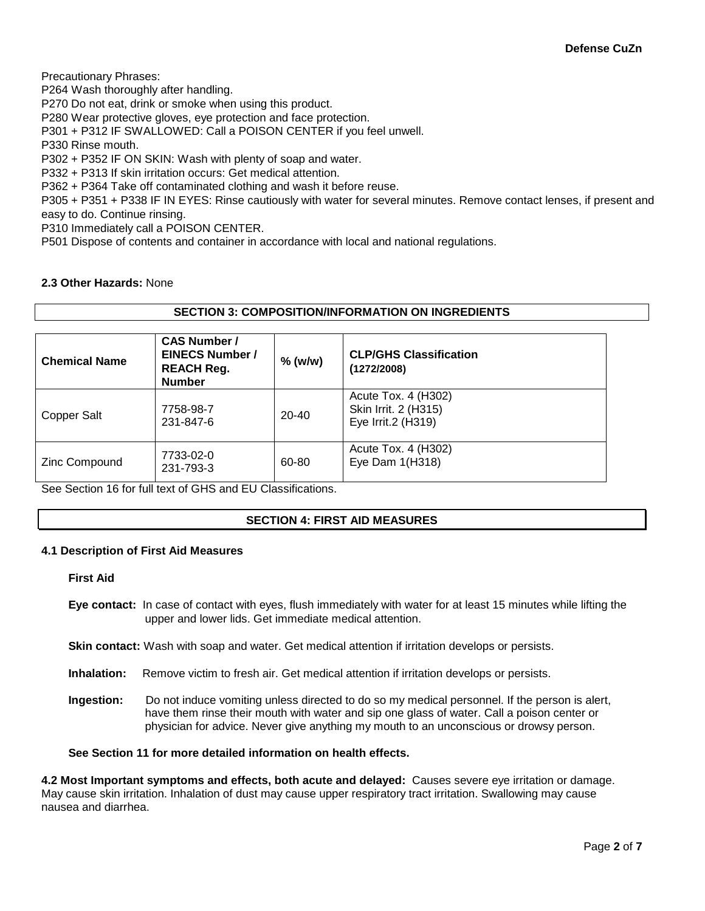Precautionary Phrases:
P264 Wash thoroughly after handling.
P270 Do not eat, drink or smoke when using this product.
P280 Wear protective gloves, eye protection and face protection.
P301 + P312 IF SWALLOWED: Call a POISON CENTER if you feel unwell.
P330 Rinse mouth.
P302 + P352 IF ON SKIN: Wash with plenty of soap and water.
P332 + P313 If skin irritation occurs: Get medical attention.
P362 + P364 Take off contaminated clothing and wash it before reuse.
P305 + P351 + P338 IF IN EYES: Rinse cautiously with water for several minutes. Remove contact lenses, if present and easy to do. Continue rinsing.
P310 Immediately call a POISON CENTER.
P501 Dispose of contents and container in accordance with local and national regulations.

**2.3 Other Hazards:** None

## SECTION 3: COMPOSITION/INFORMATION ON INGREDIENTS

| Chemical Name | CAS Number / EINECS Number / REACH Reg. Number | % (w/w) | CLP/GHS Classification (1272/2008) |
|---|---|---|---|
| Copper Salt | 7758-98-7<br>231-847-6 | 20-40 | Acute Tox. 4 (H302)<br>Skin Irrit. 2 (H315)<br>Eye Irrit.2 (H319) |
| Zinc Compound | 7733-02-0<br>231-793-3 | 60-80 | Acute Tox. 4 (H302)<br>Eye Dam 1(H318) |

See Section 16 for full text of GHS and EU Classifications.

## SECTION 4: FIRST AID MEASURES

### 4.1 Description of First Aid Measures

**First Aid**

**Eye contact:** In case of contact with eyes, flush immediately with water for at least 15 minutes while lifting the upper and lower lids. Get immediate medical attention.

**Skin contact:** Wash with soap and water. Get medical attention if irritation develops or persists.

**Inhalation:** Remove victim to fresh air. Get medical attention if irritation develops or persists.

**Ingestion:** Do not induce vomiting unless directed to do so my medical personnel. If the person is alert, have them rinse their mouth with water and sip one glass of water. Call a poison center or physician for advice. Never give anything my mouth to an unconscious or drowsy person.

**See Section 11 for more detailed information on health effects.**

**4.2 Most Important symptoms and effects, both acute and delayed:** Causes severe eye irritation or damage. May cause skin irritation. Inhalation of dust may cause upper respiratory tract irritation. Swallowing may cause nausea and diarrhea.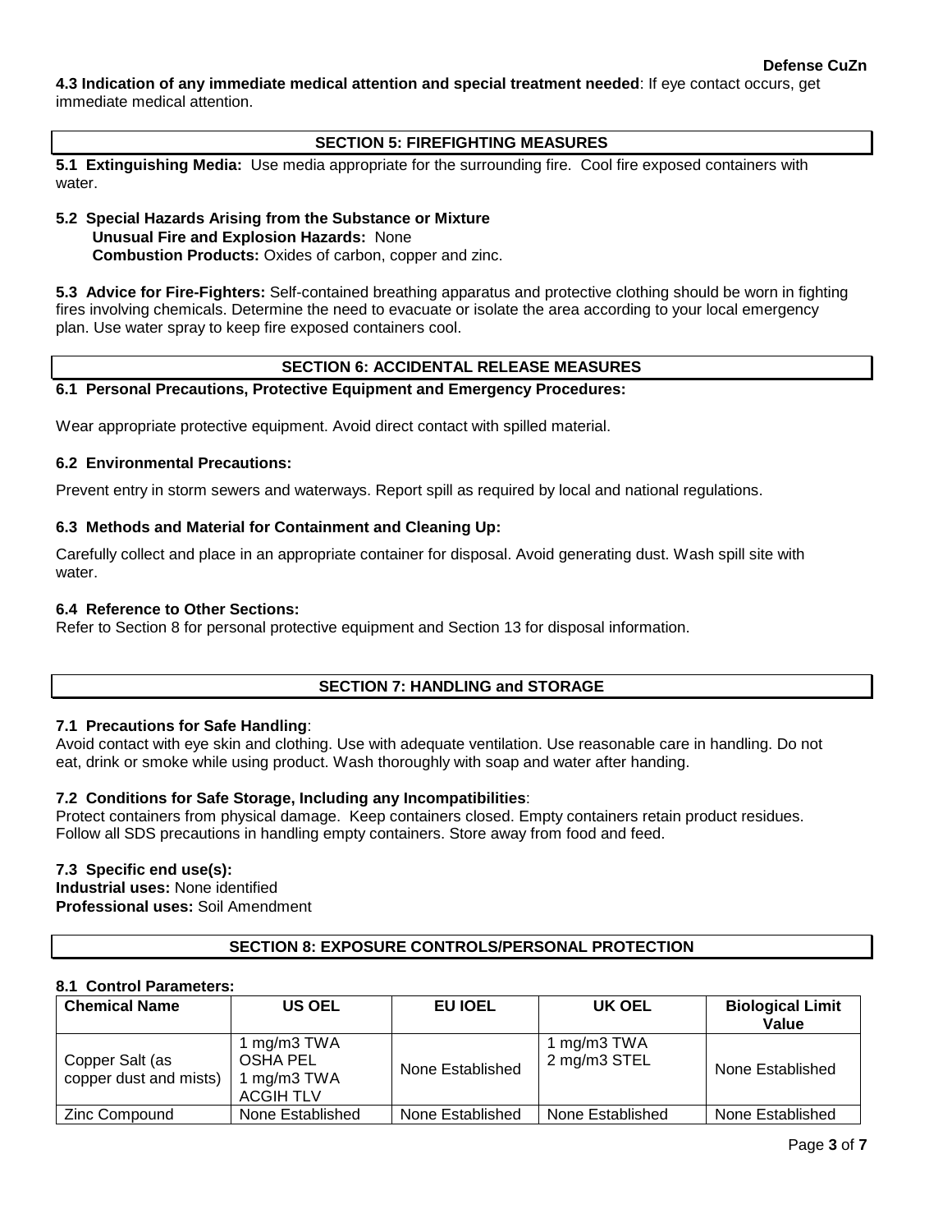**4.3 Indication of any immediate medical attention and special treatment needed**: If eye contact occurs, get immediate medical attention.

## SECTION 5: FIREFIGHTING MEASURES

**5.1 Extinguishing Media:** Use media appropriate for the surrounding fire. Cool fire exposed containers with water.

**5.2 Special Hazards Arising from the Substance or Mixture**
**Unusual Fire and Explosion Hazards:** None
**Combustion Products:** Oxides of carbon, copper and zinc.

**5.3 Advice for Fire-Fighters:** Self-contained breathing apparatus and protective clothing should be worn in fighting fires involving chemicals. Determine the need to evacuate or isolate the area according to your local emergency plan. Use water spray to keep fire exposed containers cool.

## SECTION 6: ACCIDENTAL RELEASE MEASURES

**6.1 Personal Precautions, Protective Equipment and Emergency Procedures:**

Wear appropriate protective equipment. Avoid direct contact with spilled material.

**6.2 Environmental Precautions:**

Prevent entry in storm sewers and waterways. Report spill as required by local and national regulations.

**6.3 Methods and Material for Containment and Cleaning Up:**

Carefully collect and place in an appropriate container for disposal. Avoid generating dust. Wash spill site with water.

**6.4 Reference to Other Sections:**
Refer to Section 8 for personal protective equipment and Section 13 for disposal information.

## SECTION 7: HANDLING and STORAGE

**7.1 Precautions for Safe Handling**:
Avoid contact with eye skin and clothing. Use with adequate ventilation. Use reasonable care in handling. Do not eat, drink or smoke while using product. Wash thoroughly with soap and water after handing.

**7.2 Conditions for Safe Storage, Including any Incompatibilities**:
Protect containers from physical damage. Keep containers closed. Empty containers retain product residues. Follow all SDS precautions in handling empty containers. Store away from food and feed.

**7.3 Specific end use(s):**
**Industrial uses:** None identified
**Professional uses:** Soil Amendment

## SECTION 8: EXPOSURE CONTROLS/PERSONAL PROTECTION

**8.1 Control Parameters:**

| Chemical Name | US OEL | EU IOEL | UK OEL | Biological Limit Value |
|---|---|---|---|---|
| Copper Salt (as copper dust and mists) | 1 mg/m3 TWA OSHA PEL 1 mg/m3 TWA ACGIH TLV | None Established | 1 mg/m3 TWA 2 mg/m3 STEL | None Established |
| Zinc Compound | None Established | None Established | None Established | None Established |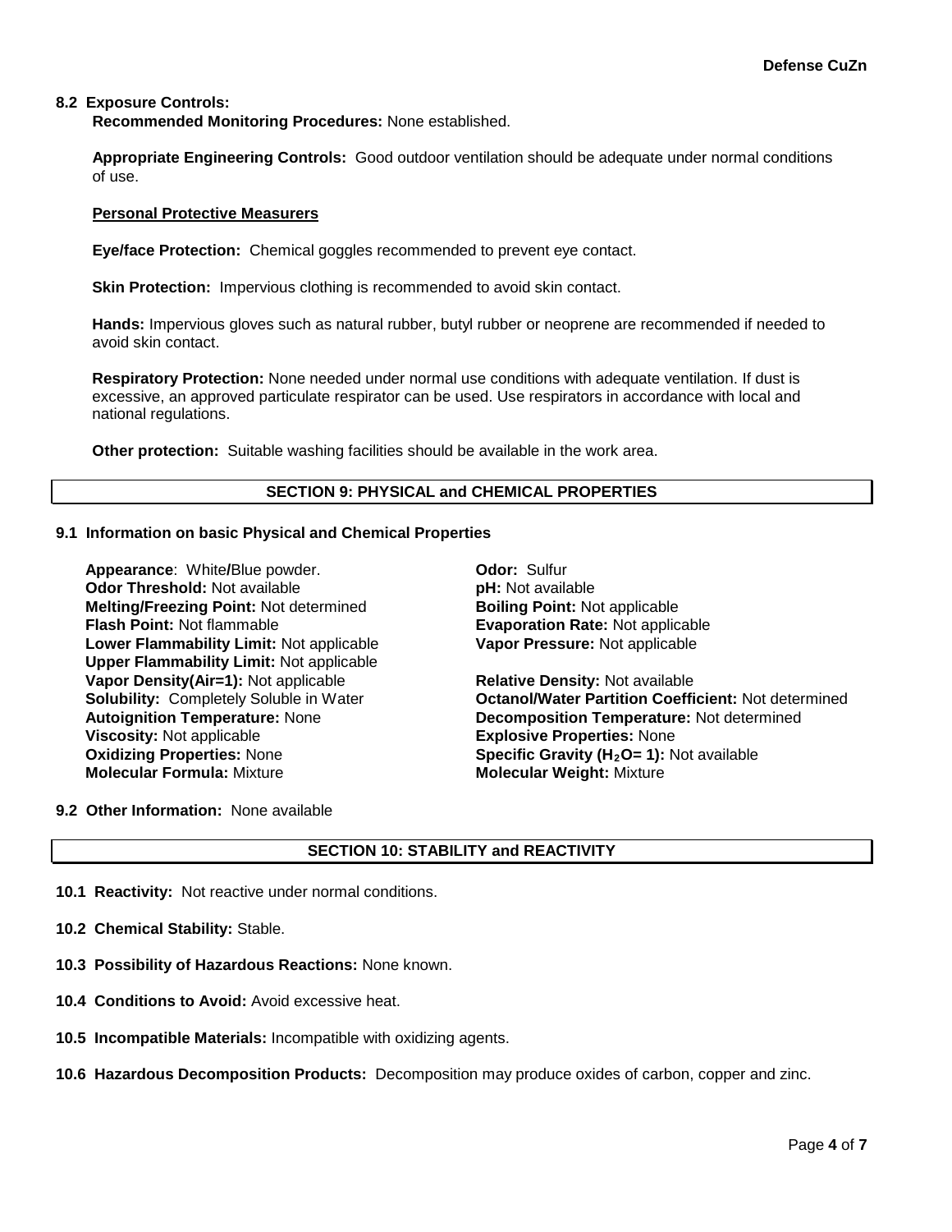**8.2 Exposure Controls:**

**Recommended Monitoring Procedures:** None established.

**Appropriate Engineering Controls:** Good outdoor ventilation should be adequate under normal conditions of use.

**Personal Protective Measurers**

**Eye/face Protection:** Chemical goggles recommended to prevent eye contact.

**Skin Protection:** Impervious clothing is recommended to avoid skin contact.

**Hands:** Impervious gloves such as natural rubber, butyl rubber or neoprene are recommended if needed to avoid skin contact.

**Respiratory Protection:** None needed under normal use conditions with adequate ventilation. If dust is excessive, an approved particulate respirator can be used. Use respirators in accordance with local and national regulations.

**Other protection:** Suitable washing facilities should be available in the work area.

## SECTION 9: PHYSICAL and CHEMICAL PROPERTIES

**9.1 Information on basic Physical and Chemical Properties**

**Appearance**: White/Blue powder.
**Odor Threshold:** Not available
**Melting/Freezing Point:** Not determined
**Flash Point:** Not flammable
**Lower Flammability Limit:** Not applicable
**Upper Flammability Limit:** Not applicable
**Vapor Density(Air=1):** Not applicable
**Solubility:** Completely Soluble in Water
**Autoignition Temperature:** None
**Viscosity:** Not applicable
**Oxidizing Properties:** None
**Molecular Formula:** Mixture

**Odor:** Sulfur
**pH:** Not available
**Boiling Point:** Not applicable
**Evaporation Rate:** Not applicable
**Vapor Pressure:** Not applicable

**Relative Density:** Not available
**Octanol/Water Partition Coefficient:** Not determined
**Decomposition Temperature:** Not determined
**Explosive Properties:** None
**Specific Gravity ($H_2O$= 1):** Not available
**Molecular Weight:** Mixture

**9.2 Other Information:** None available

## SECTION 10: STABILITY and REACTIVITY

**10.1 Reactivity:** Not reactive under normal conditions.

**10.2 Chemical Stability:** Stable.

**10.3 Possibility of Hazardous Reactions:** None known.

**10.4 Conditions to Avoid:** Avoid excessive heat.

**10.5 Incompatible Materials:** Incompatible with oxidizing agents.

**10.6 Hazardous Decomposition Products:** Decomposition may produce oxides of carbon, copper and zinc.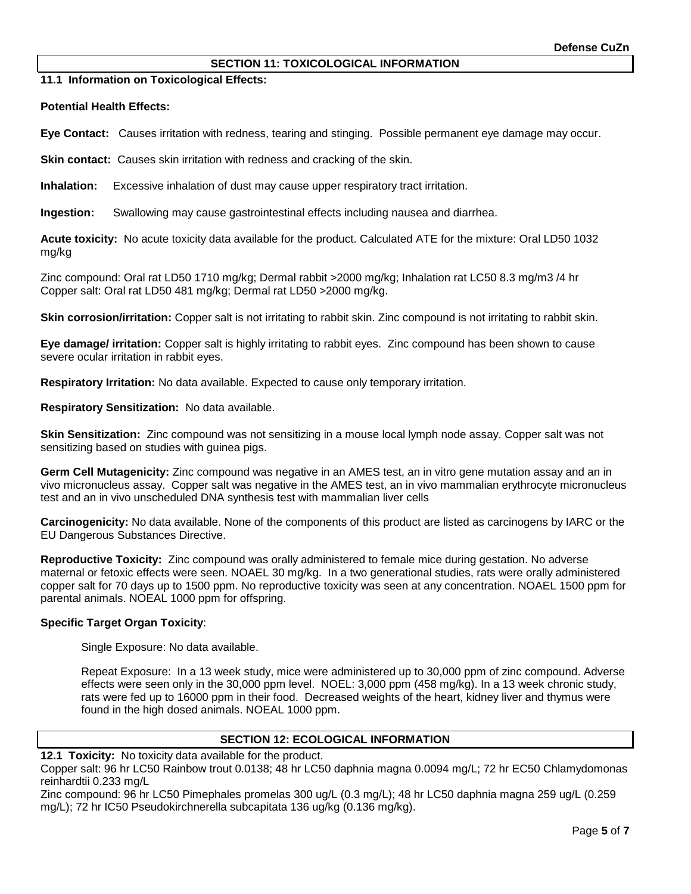## SECTION 11: TOXICOLOGICAL INFORMATION

**11.1 Information on Toxicological Effects:**

**Potential Health Effects:**

**Eye Contact:** Causes irritation with redness, tearing and stinging. Possible permanent eye damage may occur.

**Skin contact:** Causes skin irritation with redness and cracking of the skin.

**Inhalation:** Excessive inhalation of dust may cause upper respiratory tract irritation.

**Ingestion:** Swallowing may cause gastrointestinal effects including nausea and diarrhea.

**Acute toxicity:** No acute toxicity data available for the product. Calculated ATE for the mixture: Oral LD50 1032 mg/kg

Zinc compound: Oral rat LD50 1710 mg/kg; Dermal rabbit >2000 mg/kg; Inhalation rat LC50 8.3 mg/m3 /4 hr
Copper salt: Oral rat LD50 481 mg/kg; Dermal rat LD50 >2000 mg/kg.

**Skin corrosion/irritation:** Copper salt is not irritating to rabbit skin. Zinc compound is not irritating to rabbit skin.

**Eye damage/ irritation:** Copper salt is highly irritating to rabbit eyes. Zinc compound has been shown to cause severe ocular irritation in rabbit eyes.

**Respiratory Irritation:** No data available. Expected to cause only temporary irritation.

**Respiratory Sensitization:** No data available.

**Skin Sensitization:** Zinc compound was not sensitizing in a mouse local lymph node assay. Copper salt was not sensitizing based on studies with guinea pigs.

**Germ Cell Mutagenicity:** Zinc compound was negative in an AMES test, an in vitro gene mutation assay and an in vivo micronucleus assay. Copper salt was negative in the AMES test, an in vivo mammalian erythrocyte micronucleus test and an in vivo unscheduled DNA synthesis test with mammalian liver cells

**Carcinogenicity:** No data available. None of the components of this product are listed as carcinogens by IARC or the EU Dangerous Substances Directive.

**Reproductive Toxicity:** Zinc compound was orally administered to female mice during gestation. No adverse maternal or fetoxic effects were seen. NOAEL 30 mg/kg. In a two generational studies, rats were orally administered copper salt for 70 days up to 1500 ppm. No reproductive toxicity was seen at any concentration. NOAEL 1500 ppm for parental animals. NOEAL 1000 ppm for offspring.

**Specific Target Organ Toxicity**:

Single Exposure: No data available.

Repeat Exposure: In a 13 week study, mice were administered up to 30,000 ppm of zinc compound. Adverse effects were seen only in the 30,000 ppm level. NOEL: 3,000 ppm (458 mg/kg). In a 13 week chronic study, rats were fed up to 16000 ppm in their food. Decreased weights of the heart, kidney liver and thymus were found in the high dosed animals. NOEAL 1000 ppm.

## SECTION 12: ECOLOGICAL INFORMATION

**12.1 Toxicity:** No toxicity data available for the product.
Copper salt: 96 hr LC50 Rainbow trout 0.0138; 48 hr LC50 daphnia magna 0.0094 mg/L; 72 hr EC50 Chlamydomonas reinhardtii 0.233 mg/L
Zinc compound: 96 hr LC50 Pimephales promelas 300 ug/L (0.3 mg/L); 48 hr LC50 daphnia magna 259 ug/L (0.259 mg/L); 72 hr IC50 Pseudokirchnerella subcapitata 136 ug/kg (0.136 mg/kg).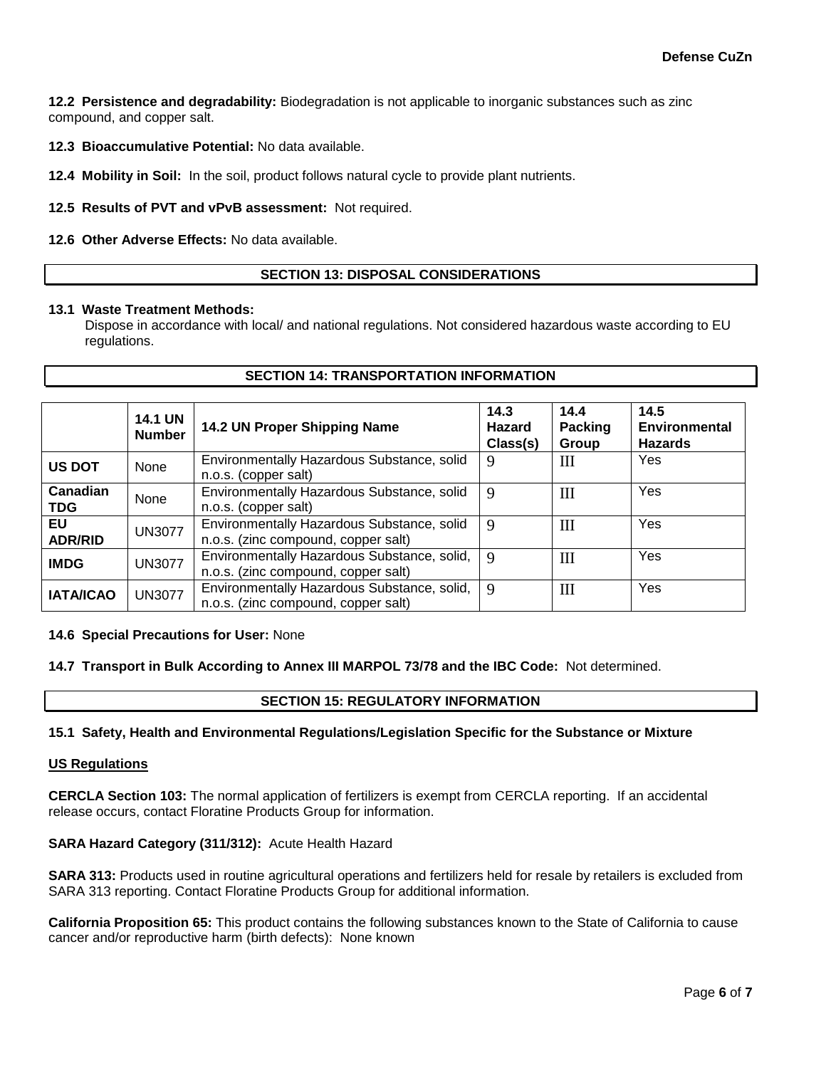**12.2 Persistence and degradability:** Biodegradation is not applicable to inorganic substances such as zinc compound, and copper salt.

**12.3 Bioaccumulative Potential:** No data available.

**12.4 Mobility in Soil:** In the soil, product follows natural cycle to provide plant nutrients.

**12.5 Results of PVT and vPvB assessment:** Not required.

**12.6 Other Adverse Effects:** No data available.

## SECTION 13: DISPOSAL CONSIDERATIONS

**13.1 Waste Treatment Methods:**

Dispose in accordance with local/ and national regulations. Not considered hazardous waste according to EU regulations.

## SECTION 14: TRANSPORTATION INFORMATION

| | 14.1 UN Number | 14.2 UN Proper Shipping Name | 14.3 Hazard Class(s) | 14.4 Packing Group | 14.5 Environmental Hazards |
|---|---|---|---|---|---|
| **US DOT** | None | Environmentally Hazardous Substance, solid n.o.s. (copper salt) | 9 | III | Yes |
| **Canadian TDG** | None | Environmentally Hazardous Substance, solid n.o.s. (copper salt) | 9 | III | Yes |
| **EU ADR/RID** | UN3077 | Environmentally Hazardous Substance, solid n.o.s. (zinc compound, copper salt) | 9 | III | Yes |
| **IMDG** | UN3077 | Environmentally Hazardous Substance, solid, n.o.s. (zinc compound, copper salt) | 9 | III | Yes |
| **IATA/ICAO** | UN3077 | Environmentally Hazardous Substance, solid, n.o.s. (zinc compound, copper salt) | 9 | III | Yes |

**14.6 Special Precautions for User:** None

**14.7 Transport in Bulk According to Annex III MARPOL 73/78 and the IBC Code:** Not determined.

## SECTION 15: REGULATORY INFORMATION

**15.1 Safety, Health and Environmental Regulations/Legislation Specific for the Substance or Mixture**

**US Regulations**

**CERCLA Section 103:** The normal application of fertilizers is exempt from CERCLA reporting. If an accidental release occurs, contact Floratine Products Group for information.

**SARA Hazard Category (311/312):** Acute Health Hazard

**SARA 313:** Products used in routine agricultural operations and fertilizers held for resale by retailers is excluded from SARA 313 reporting. Contact Floratine Products Group for additional information.

**California Proposition 65:** This product contains the following substances known to the State of California to cause cancer and/or reproductive harm (birth defects): None known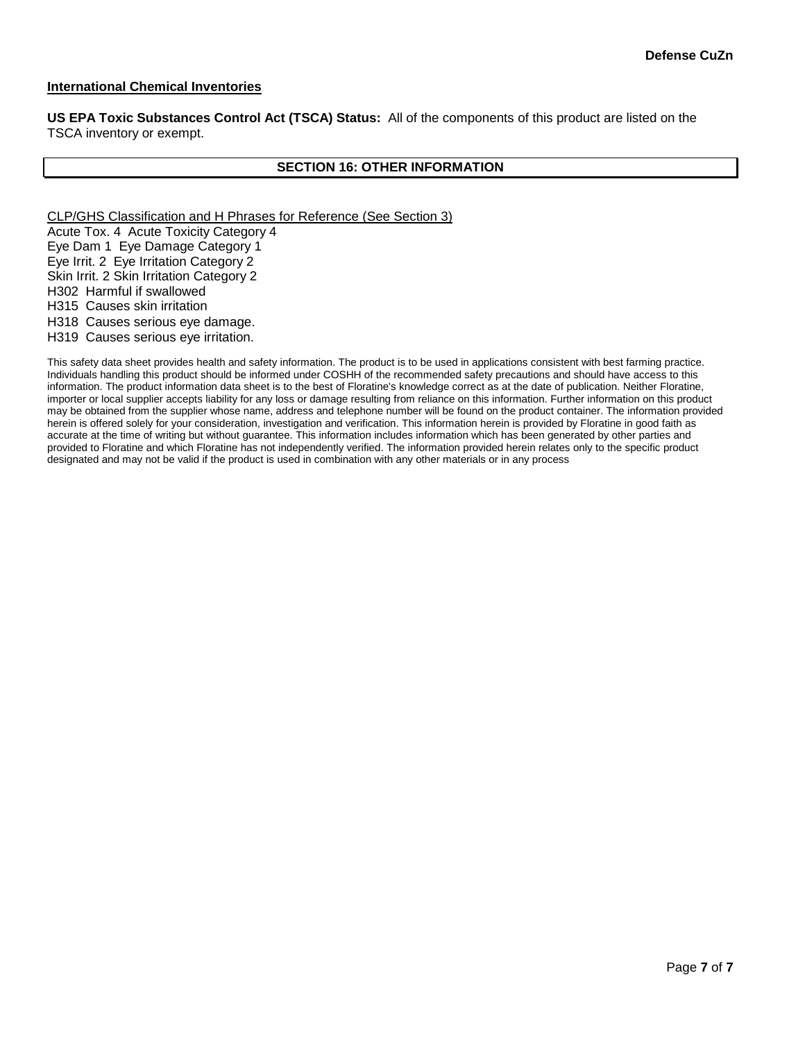## International Chemical Inventories

**US EPA Toxic Substances Control Act (TSCA) Status:** All of the components of this product are listed on the TSCA inventory or exempt.

## SECTION 16: OTHER INFORMATION

CLP/GHS Classification and H Phrases for Reference (See Section 3)

Acute Tox. 4 Acute Toxicity Category 4
Eye Dam 1 Eye Damage Category 1
Eye Irrit. 2 Eye Irritation Category 2
Skin Irrit. 2 Skin Irritation Category 2
H302 Harmful if swallowed
H315 Causes skin irritation
H318 Causes serious eye damage.
H319 Causes serious eye irritation.

This safety data sheet provides health and safety information. The product is to be used in applications consistent with best farming practice. Individuals handling this product should be informed under COSHH of the recommended safety precautions and should have access to this information. The product information data sheet is to the best of Floratine's knowledge correct as at the date of publication. Neither Floratine, importer or local supplier accepts liability for any loss or damage resulting from reliance on this information. Further information on this product may be obtained from the supplier whose name, address and telephone number will be found on the product container. The information provided herein is offered solely for your consideration, investigation and verification. This information herein is provided by Floratine in good faith as accurate at the time of writing but without guarantee. This information includes information which has been generated by other parties and provided to Floratine and which Floratine has not independently verified. The information provided herein relates only to the specific product designated and may not be valid if the product is used in combination with any other materials or in any process